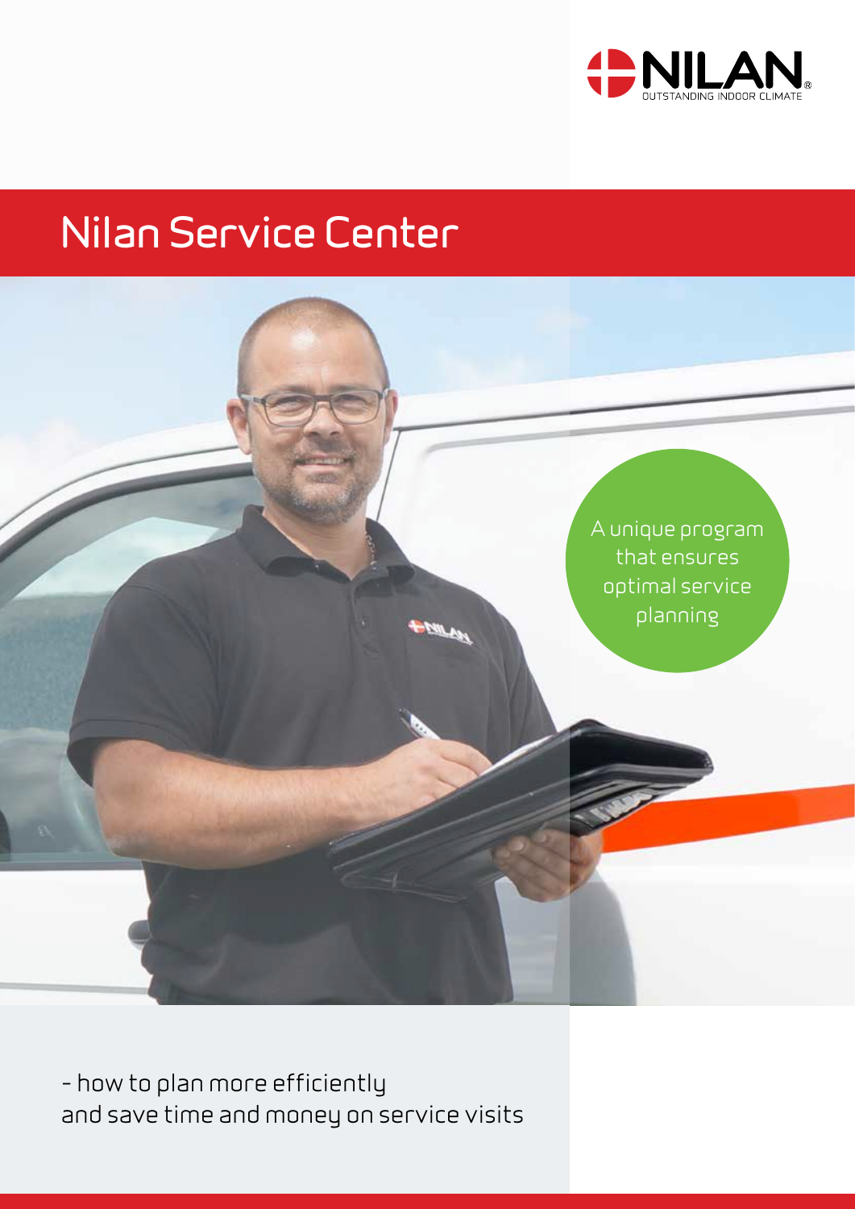NILAN
OUTSTANDING INDOOR CLIMATE

# Nilan Service Center

A unique program that ensures optimal service planning

- how to plan more efficiently and save time and money on service visits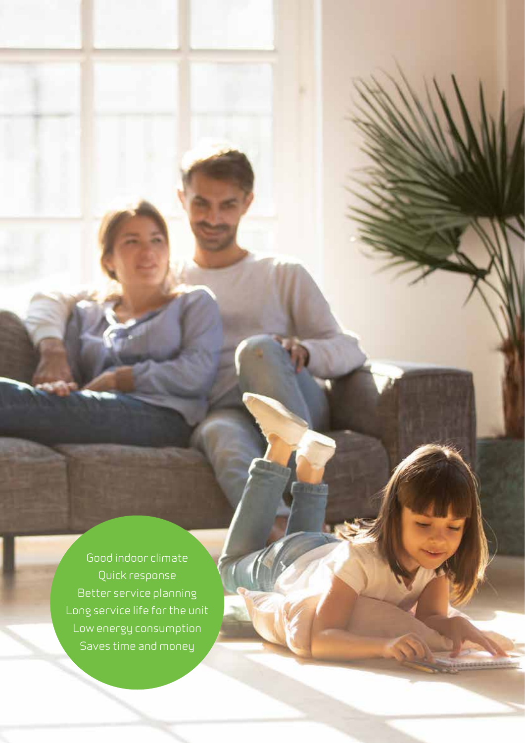Good indoor climate
Quick response
Better service planning
Long service life for the unit
Low energy consumption
Saves time and money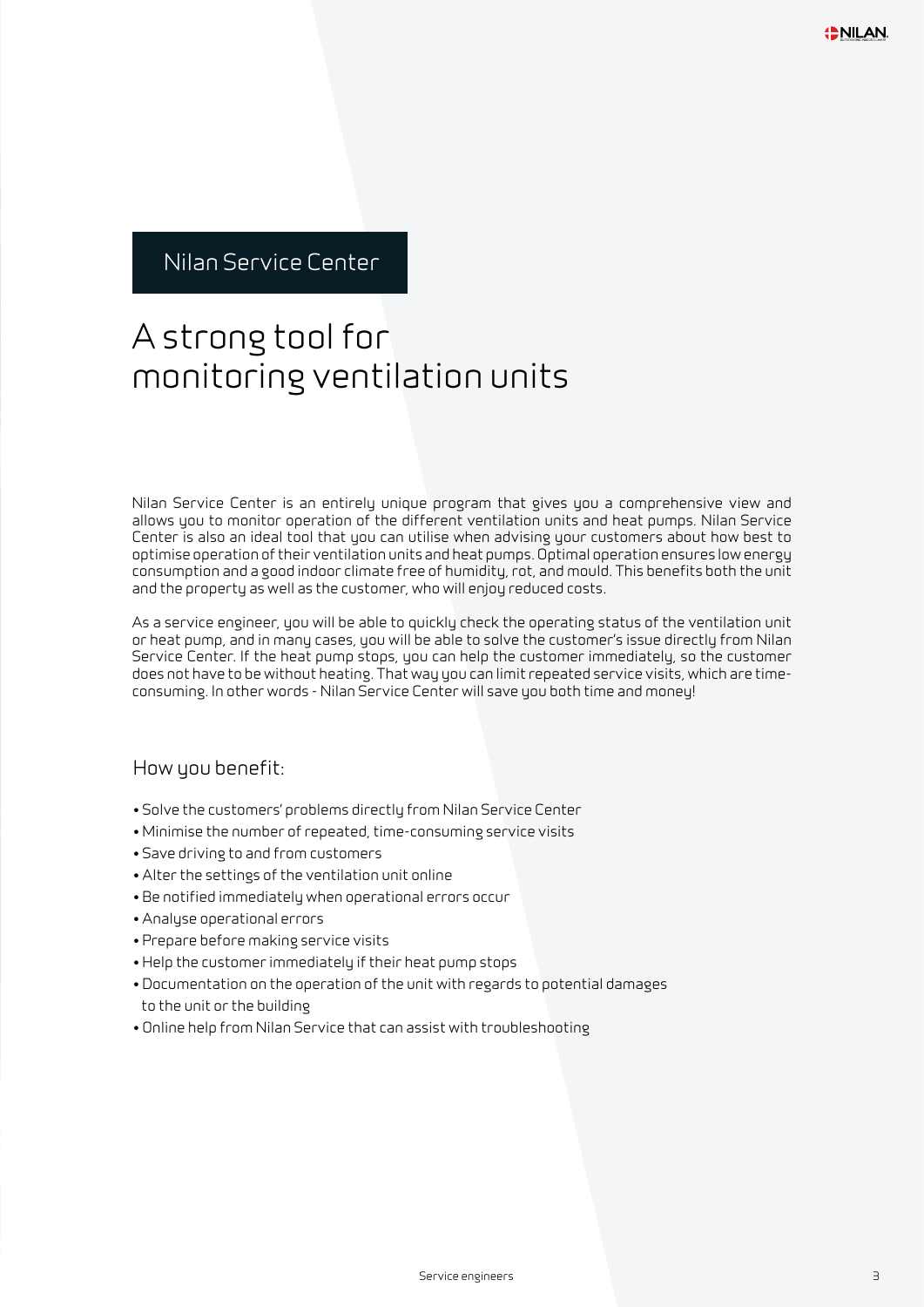Nilan Service Center

# A strong tool for monitoring ventilation units

Nilan Service Center is an entirely unique program that gives you a comprehensive view and allows you to monitor operation of the different ventilation units and heat pumps. Nilan Service Center is also an ideal tool that you can utilise when advising your customers about how best to optimise operation of their ventilation units and heat pumps. Optimal operation ensures low energy consumption and a good indoor climate free of humidity, rot, and mould. This benefits both the unit and the property as well as the customer, who will enjoy reduced costs.

As a service engineer, you will be able to quickly check the operating status of the ventilation unit or heat pump, and in many cases, you will be able to solve the customer's issue directly from Nilan Service Center. If the heat pump stops, you can help the customer immediately, so the customer does not have to be without heating. That way you can limit repeated service visits, which are time-consuming. In other words - Nilan Service Center will save you both time and money!

## How you benefit:

- Solve the customers' problems directly from Nilan Service Center
- Minimise the number of repeated, time-consuming service visits
- Save driving to and from customers
- Alter the settings of the ventilation unit online
- Be notified immediately when operational errors occur
- Analyse operational errors
- Prepare before making service visits
- Help the customer immediately if their heat pump stops
- Documentation on the operation of the unit with regards to potential damages to the unit or the building
- Online help from Nilan Service that can assist with troubleshooting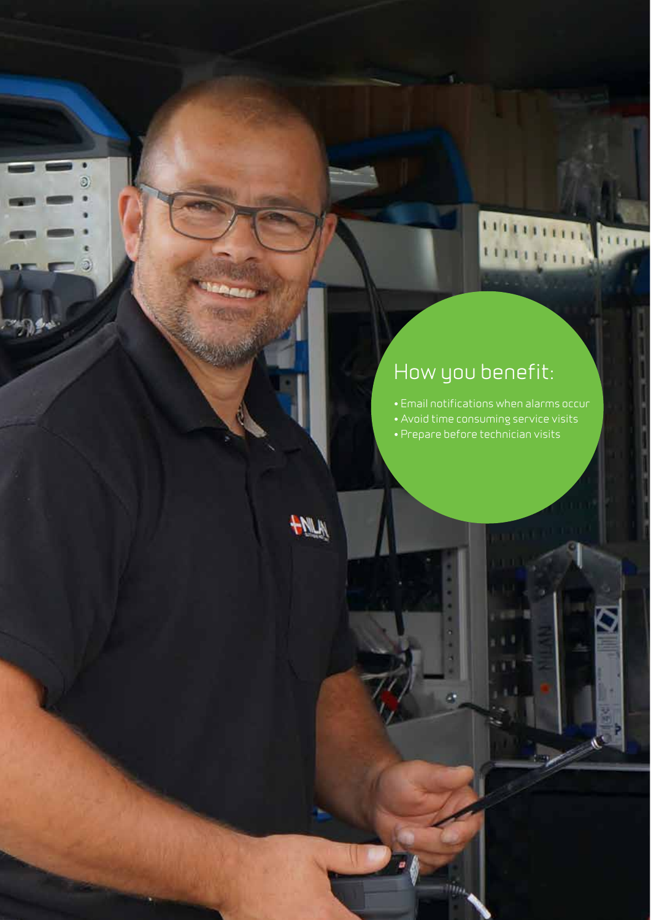## How you benefit:

- Email notifications when alarms occur
- Avoid time consuming service visits
- Prepare before technician visits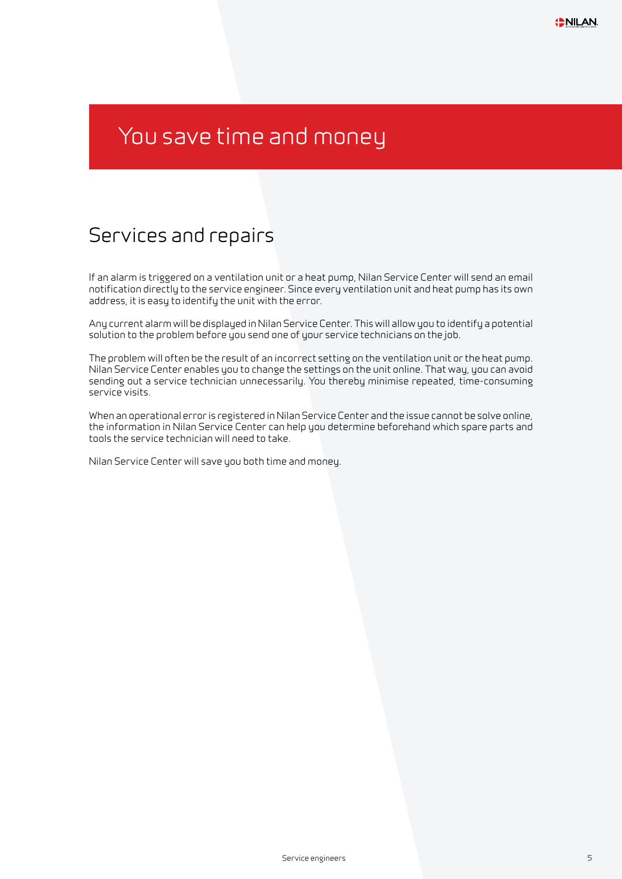# You save time and money

## Services and repairs

If an alarm is triggered on a ventilation unit or a heat pump, Nilan Service Center will send an email notification directly to the service engineer. Since every ventilation unit and heat pump has its own address, it is easy to identify the unit with the error.

Any current alarm will be displayed in Nilan Service Center. This will allow you to identify a potential solution to the problem before you send one of your service technicians on the job.

The problem will often be the result of an incorrect setting on the ventilation unit or the heat pump. Nilan Service Center enables you to change the settings on the unit online. That way, you can avoid sending out a service technician unnecessarily. You thereby minimise repeated, time-consuming service visits.

When an operational error is registered in Nilan Service Center and the issue cannot be solve online, the information in Nilan Service Center can help you determine beforehand which spare parts and tools the service technician will need to take.

Nilan Service Center will save you both time and money.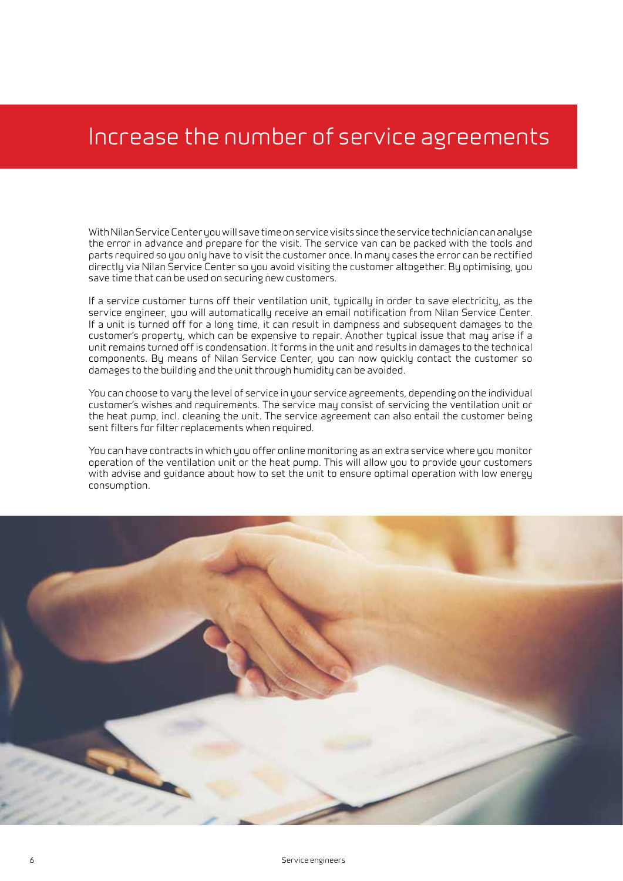# Increase the number of service agreements

With Nilan Service Center you will save time on service visits since the service technician can analyse the error in advance and prepare for the visit. The service van can be packed with the tools and parts required so you only have to visit the customer once. In many cases the error can be rectified directly via Nilan Service Center so you avoid visiting the customer altogether. By optimising, you save time that can be used on securing new customers.

If a service customer turns off their ventilation unit, typically in order to save electricity, as the service engineer, you will automatically receive an email notification from Nilan Service Center. If a unit is turned off for a long time, it can result in dampness and subsequent damages to the customer's property, which can be expensive to repair. Another typical issue that may arise if a unit remains turned off is condensation. It forms in the unit and results in damages to the technical components. By means of Nilan Service Center, you can now quickly contact the customer so damages to the building and the unit through humidity can be avoided.

You can choose to vary the level of service in your service agreements, depending on the individual customer's wishes and requirements. The service may consist of servicing the ventilation unit or the heat pump, incl. cleaning the unit. The service agreement can also entail the customer being sent filters for filter replacements when required.

You can have contracts in which you offer online monitoring as an extra service where you monitor operation of the ventilation unit or the heat pump. This will allow you to provide your customers with advise and guidance about how to set the unit to ensure optimal operation with low energy consumption.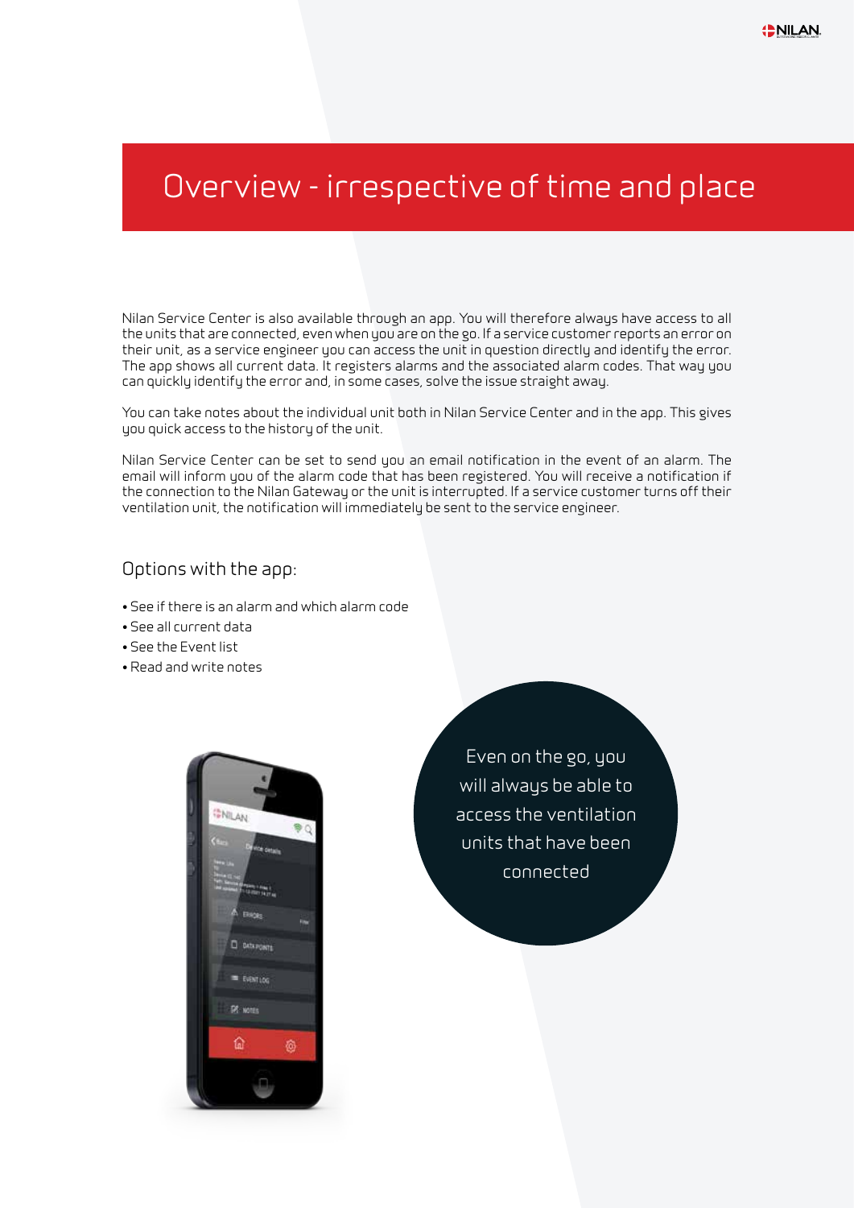# Overview - irrespective of time and place

Nilan Service Center is also available through an app. You will therefore always have access to all the units that are connected, even when you are on the go. If a service customer reports an error on their unit, as a service engineer you can access the unit in question directly and identify the error. The app shows all current data. It registers alarms and the associated alarm codes. That way you can quickly identify the error and, in some cases, solve the issue straight away.

You can take notes about the individual unit both in Nilan Service Center and in the app. This gives you quick access to the history of the unit.

Nilan Service Center can be set to send you an email notification in the event of an alarm. The email will inform you of the alarm code that has been registered. You will receive a notification if the connection to the Nilan Gateway or the unit is interrupted. If a service customer turns off their ventilation unit, the notification will immediately be sent to the service engineer.

## Options with the app:

- See if there is an alarm and which alarm code
- See all current data
- See the Event list
- Read and write notes

Even on the go, you will always be able to access the ventilation units that have been connected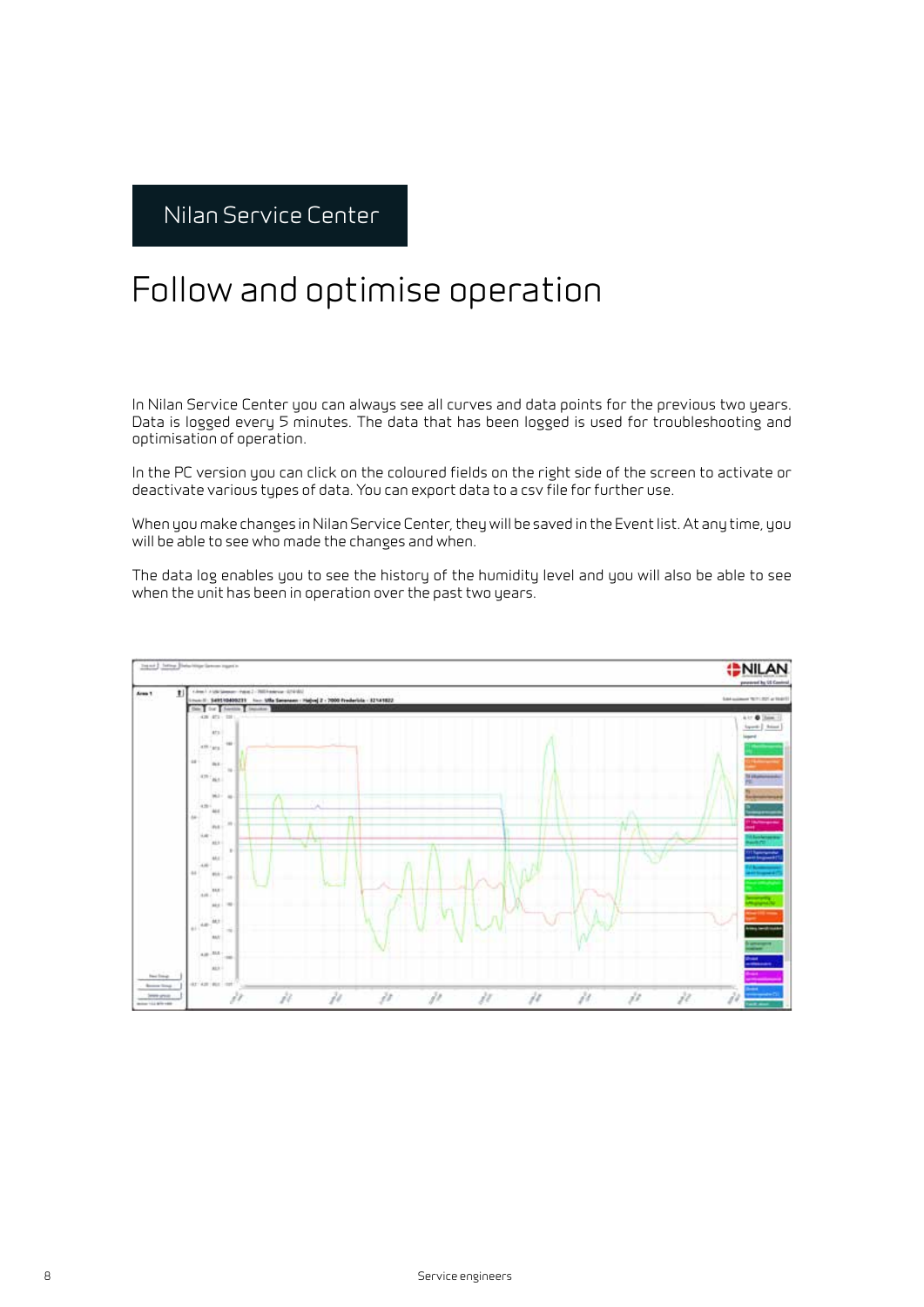Nilan Service Center

# Follow and optimise operation

In Nilan Service Center you can always see all curves and data points for the previous two years. Data is logged every 5 minutes. The data that has been logged is used for troubleshooting and optimisation of operation.

In the PC version you can click on the coloured fields on the right side of the screen to activate or deactivate various types of data. You can export data to a csv file for further use.

When you make changes in Nilan Service Center, they will be saved in the Event list. At any time, you will be able to see who made the changes and when.

The data log enables you to see the history of the humidity level and you will also be able to see when the unit has been in operation over the past two years.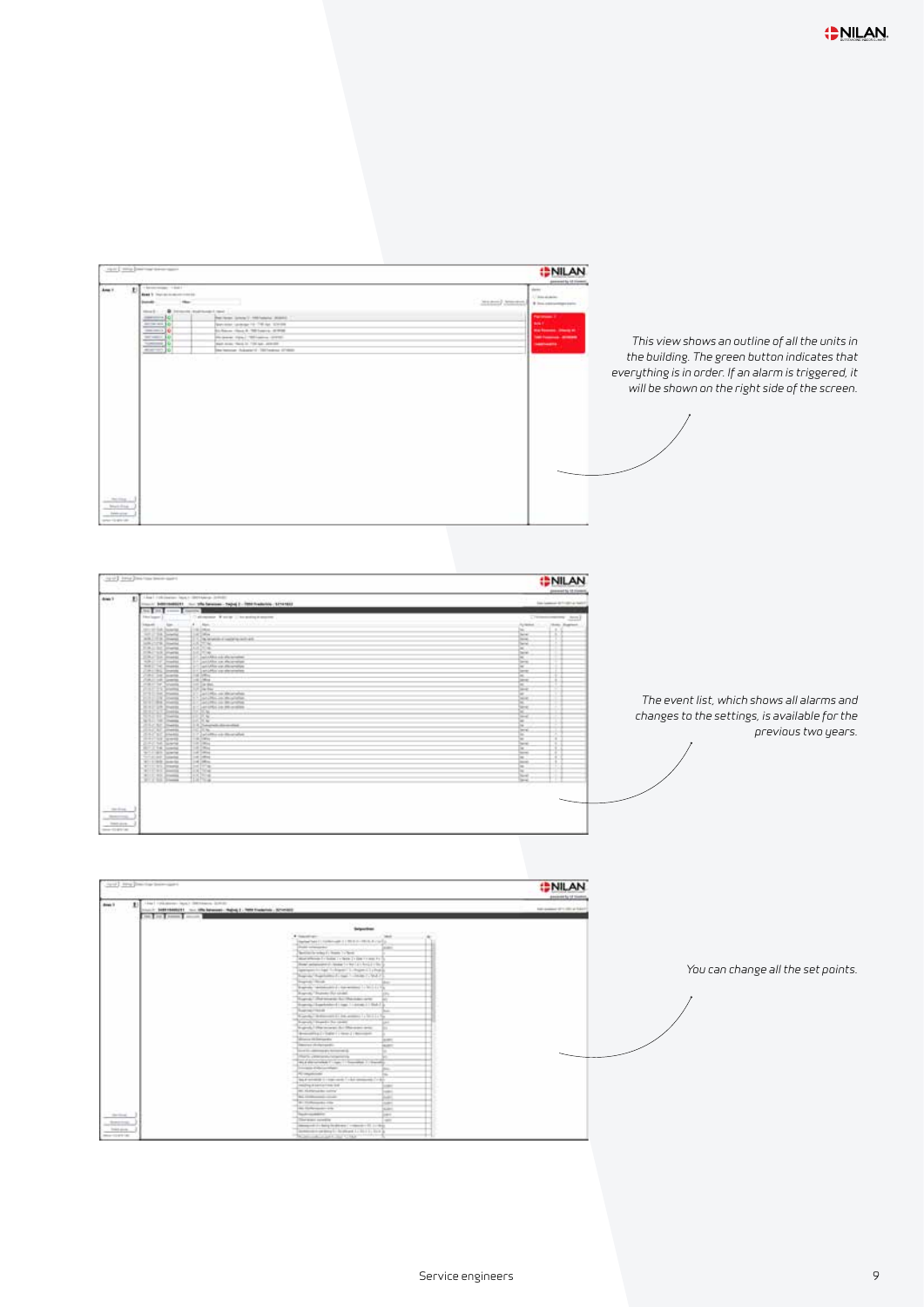*This view shows an outline of all the units in the building. The green button indicates that everything is in order. If an alarm is triggered, it will be shown on the right side of the screen.*

*The event list, which shows all alarms and changes to the settings, is available for the previous two years.*

*You can change all the set points.*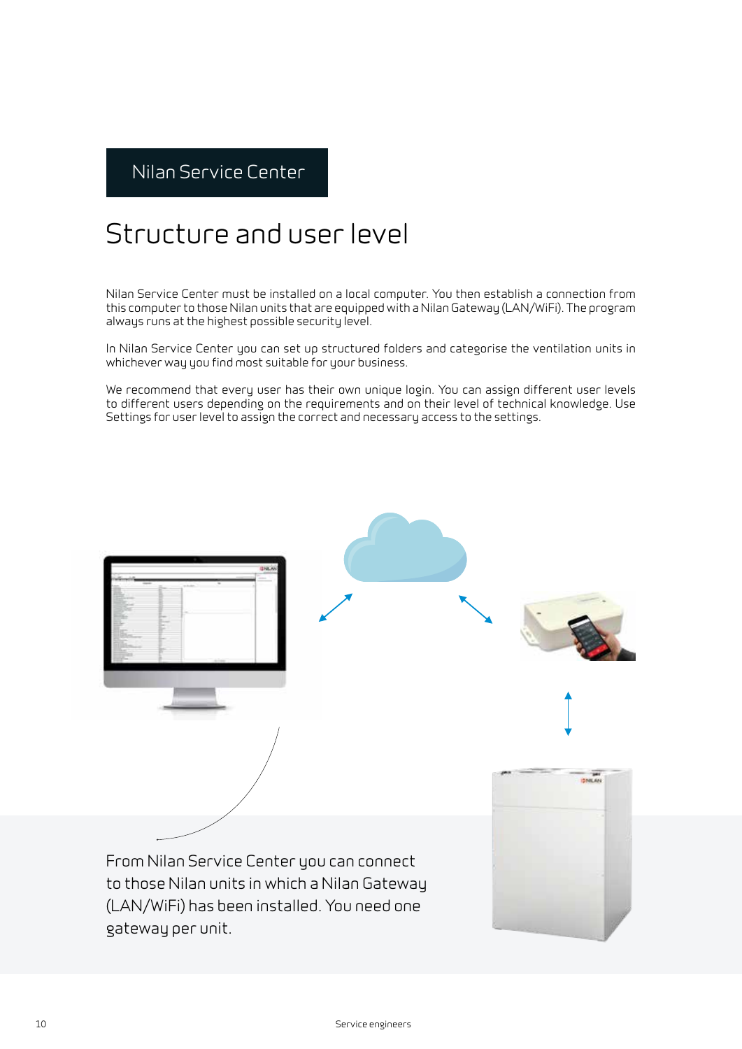Nilan Service Center

# Structure and user level

Nilan Service Center must be installed on a local computer. You then establish a connection from this computer to those Nilan units that are equipped with a Nilan Gateway (LAN/WiFi). The program always runs at the highest possible security level.

In Nilan Service Center you can set up structured folders and categorise the ventilation units in whichever way you find most suitable for your business.

We recommend that every user has their own unique login. You can assign different user levels to different users depending on the requirements and on their level of technical knowledge. Use Settings for user level to assign the correct and necessary access to the settings.

From Nilan Service Center you can connect to those Nilan units in which a Nilan Gateway (LAN/WiFi) has been installed. You need one gateway per unit.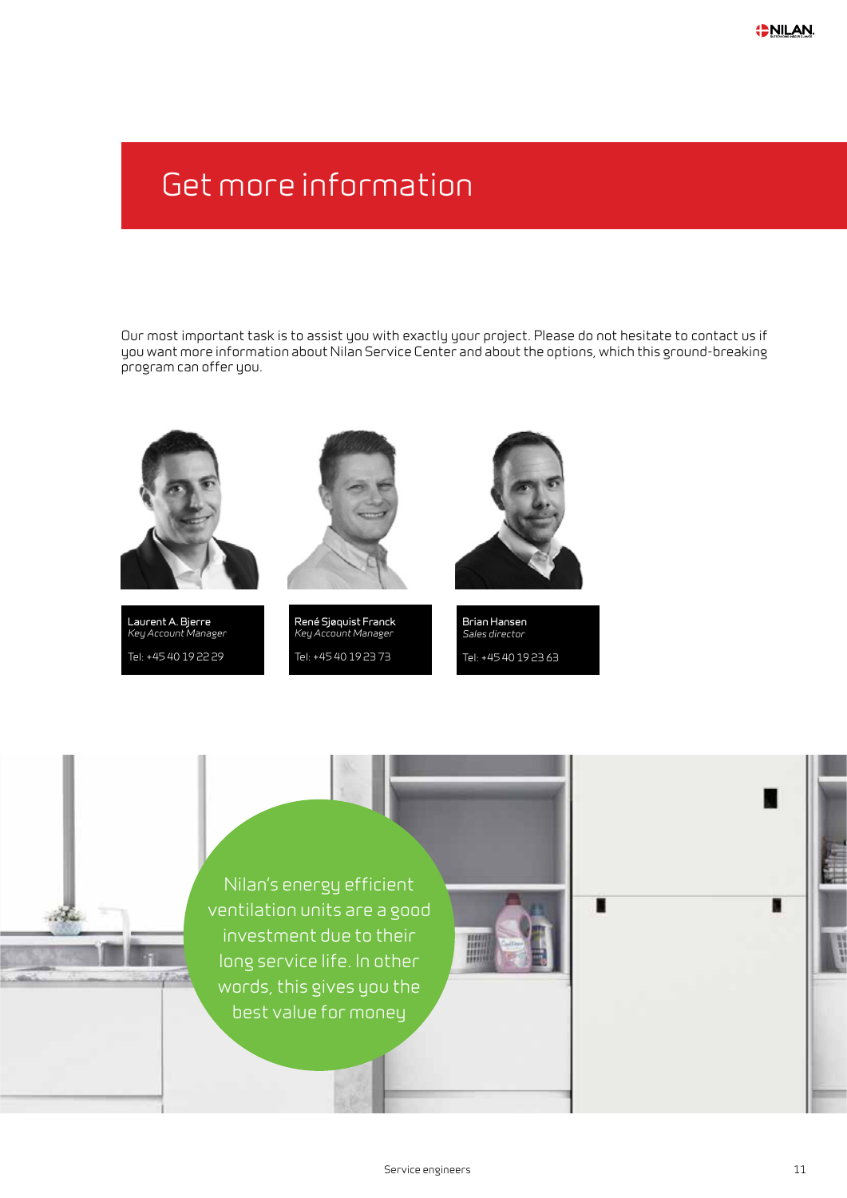# Get more information

Our most important task is to assist you with exactly your project. Please do not hesitate to contact us if you want more information about Nilan Service Center and about the options, which this ground-breaking program can offer you.

**Laurent A. Bjerre**
*Key Account Manager*

Tel: +45 40 19 22 29

**René Sjøquist Franck**
*Key Account Manager*

Tel: +45 40 19 23 73

**Brian Hansen**
*Sales director*

Tel: +45 40 19 23 63

Nilan's energy efficient ventilation units are a good investment due to their long service life. In other words, this gives you the best value for money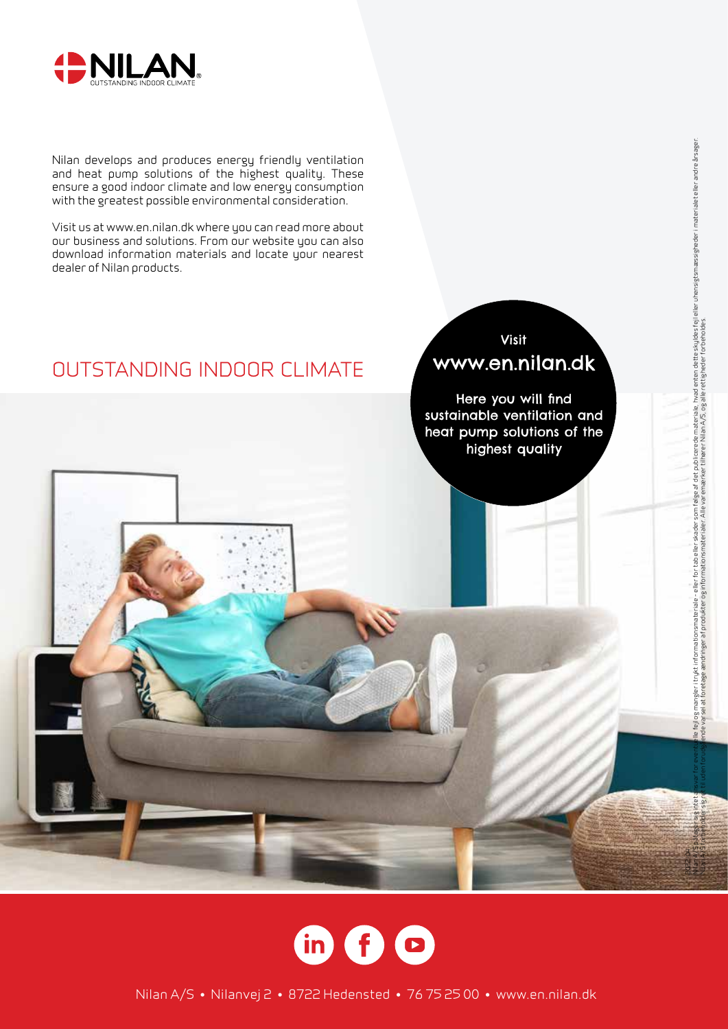NILAN
OUTSTANDING INDOOR CLIMATE

Nilan develops and produces energy friendly ventilation and heat pump solutions of the highest quality. These ensure a good indoor climate and low energy consumption with the greatest possible environmental consideration.

Visit us at www.en.nilan.dk where you can read more about our business and solutions. From our website you can also download information materials and locate your nearest dealer of Nilan products.

## OUTSTANDING INDOOR CLIMATE

Visit
**www.en.nilan.dk**

**Here you will find sustainable ventilation and heat pump solutions of the highest quality**

Nilan A/S • Nilanvej 2 • 8722 Hedensted • 76 75 25 00 • www.en.nilan.dk